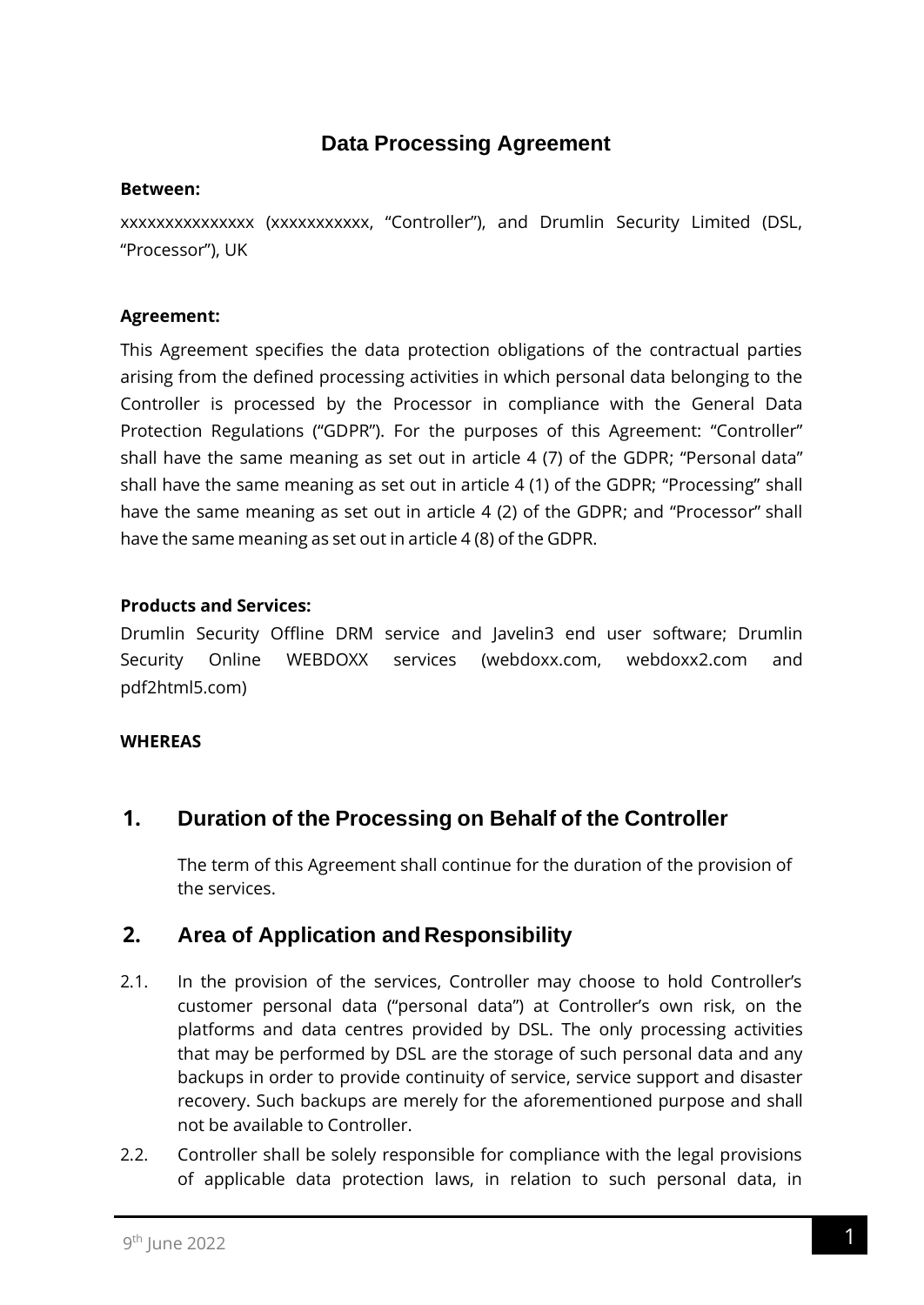# Data Processing Agreement

**Between:**

xxxxxxxxxxxxxxx (xxxxxxxxxxx, "Controller"), and Drumlin Security Limited (DSL, "Processor"), UK

**Agreement:**

This Agreement specifies the data protection obligations of the contractual parties arising from the defined processing activities in which personal data belonging to the Controller is processed by the Processor in compliance with the General Data Protection Regulations ("GDPR"). For the purposes of this Agreement: "Controller" shall have the same meaning as set out in article 4 (7) of the GDPR; "Personal data" shall have the same meaning as set out in article 4 (1) of the GDPR; "Processing" shall have the same meaning as set out in article 4 (2) of the GDPR; and "Processor" shall have the same meaning as set out in article 4 (8) of the GDPR.

**Products and Services:**

Drumlin Security Offline DRM service and Javelin3 end user software; Drumlin Security Online WEBDOXX services (webdoxx.com, webdoxx2.com and pdf2html5.com)

**WHEREAS**

## 1. Duration of the Processing on Behalf of the Controller

The term of this Agreement shall continue for the duration of the provision of the services.

## 2. Area of Application and Responsibility

2.1. In the provision of the services, Controller may choose to hold Controller's customer personal data ("personal data") at Controller's own risk, on the platforms and data centres provided by DSL. The only processing activities that may be performed by DSL are the storage of such personal data and any backups in order to provide continuity of service, service support and disaster recovery. Such backups are merely for the aforementioned purpose and shall not be available to Controller.

2.2. Controller shall be solely responsible for compliance with the legal provisions of applicable data protection laws, in relation to such personal data, in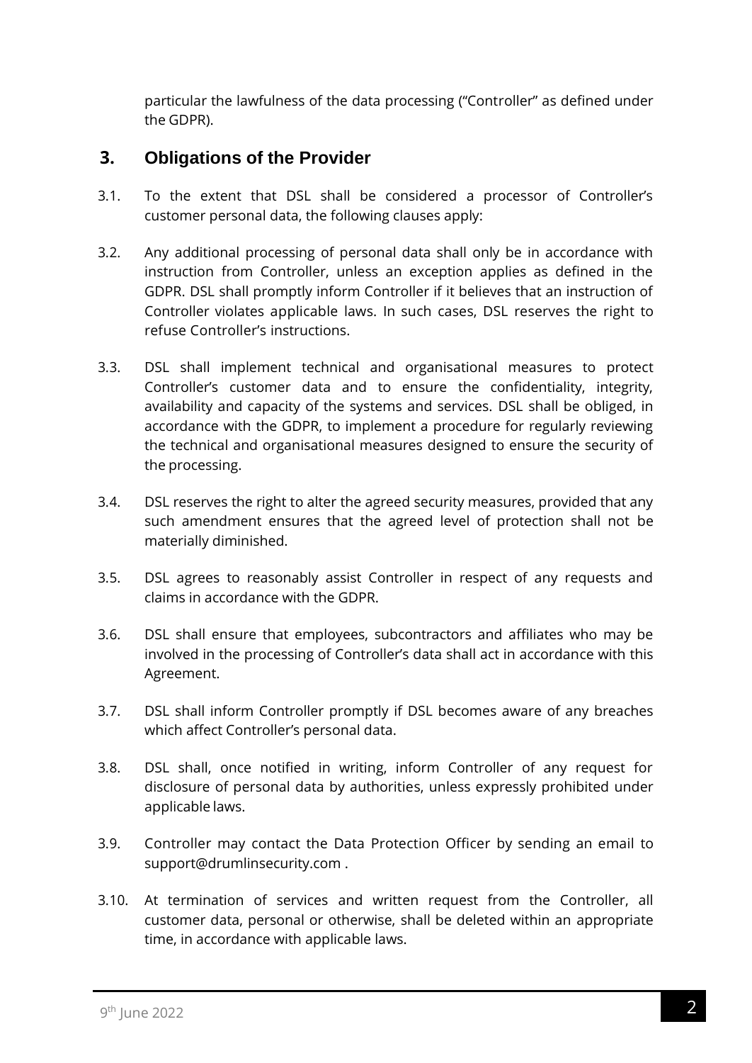particular the lawfulness of the data processing ("Controller" as defined under the GDPR).

## 3. Obligations of the Provider

3.1. To the extent that DSL shall be considered a processor of Controller's customer personal data, the following clauses apply:

3.2. Any additional processing of personal data shall only be in accordance with instruction from Controller, unless an exception applies as defined in the GDPR. DSL shall promptly inform Controller if it believes that an instruction of Controller violates applicable laws. In such cases, DSL reserves the right to refuse Controller's instructions.

3.3. DSL shall implement technical and organisational measures to protect Controller's customer data and to ensure the confidentiality, integrity, availability and capacity of the systems and services. DSL shall be obliged, in accordance with the GDPR, to implement a procedure for regularly reviewing the technical and organisational measures designed to ensure the security of the processing.

3.4. DSL reserves the right to alter the agreed security measures, provided that any such amendment ensures that the agreed level of protection shall not be materially diminished.

3.5. DSL agrees to reasonably assist Controller in respect of any requests and claims in accordance with the GDPR.

3.6. DSL shall ensure that employees, subcontractors and affiliates who may be involved in the processing of Controller's data shall act in accordance with this Agreement.

3.7. DSL shall inform Controller promptly if DSL becomes aware of any breaches which affect Controller's personal data.

3.8. DSL shall, once notified in writing, inform Controller of any request for disclosure of personal data by authorities, unless expressly prohibited under applicable laws.

3.9. Controller may contact the Data Protection Officer by sending an email to support@drumlinsecurity.com .

3.10. At termination of services and written request from the Controller, all customer data, personal or otherwise, shall be deleted within an appropriate time, in accordance with applicable laws.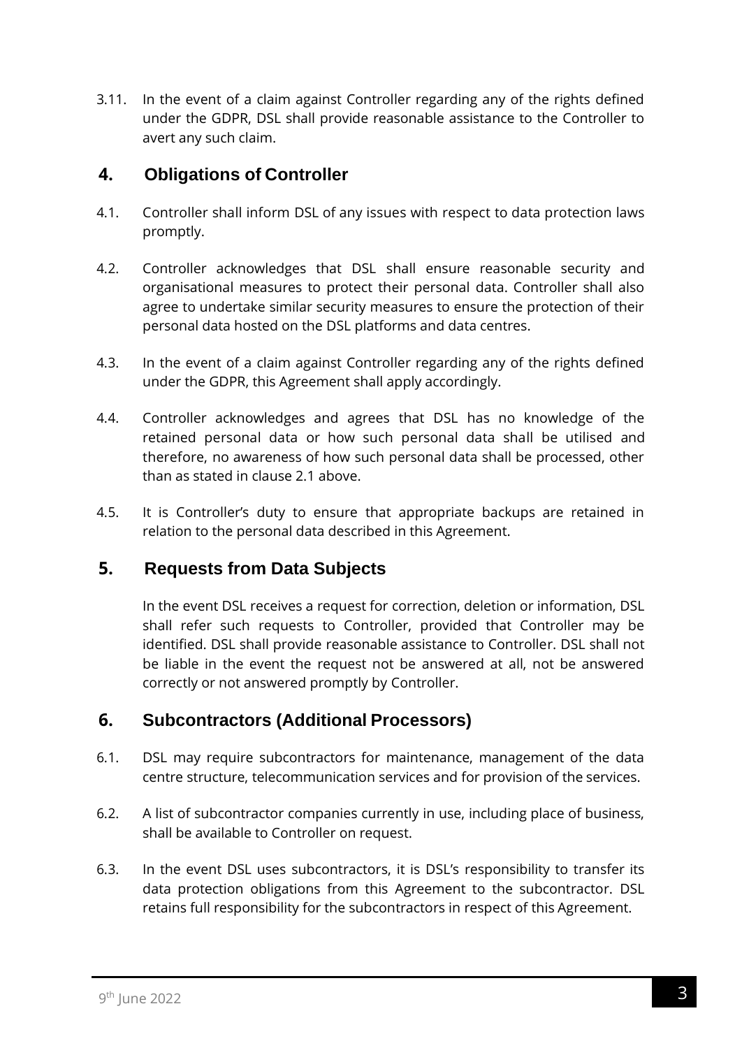3.11. In the event of a claim against Controller regarding any of the rights defined under the GDPR, DSL shall provide reasonable assistance to the Controller to avert any such claim.

## 4. Obligations of Controller

4.1. Controller shall inform DSL of any issues with respect to data protection laws promptly.

4.2. Controller acknowledges that DSL shall ensure reasonable security and organisational measures to protect their personal data. Controller shall also agree to undertake similar security measures to ensure the protection of their personal data hosted on the DSL platforms and data centres.

4.3. In the event of a claim against Controller regarding any of the rights defined under the GDPR, this Agreement shall apply accordingly.

4.4. Controller acknowledges and agrees that DSL has no knowledge of the retained personal data or how such personal data shall be utilised and therefore, no awareness of how such personal data shall be processed, other than as stated in clause 2.1 above.

4.5. It is Controller's duty to ensure that appropriate backups are retained in relation to the personal data described in this Agreement.

## 5. Requests from Data Subjects

In the event DSL receives a request for correction, deletion or information, DSL shall refer such requests to Controller, provided that Controller may be identified. DSL shall provide reasonable assistance to Controller. DSL shall not be liable in the event the request not be answered at all, not be answered correctly or not answered promptly by Controller.

## 6. Subcontractors (Additional Processors)

6.1. DSL may require subcontractors for maintenance, management of the data centre structure, telecommunication services and for provision of the services.

6.2. A list of subcontractor companies currently in use, including place of business, shall be available to Controller on request.

6.3. In the event DSL uses subcontractors, it is DSL's responsibility to transfer its data protection obligations from this Agreement to the subcontractor. DSL retains full responsibility for the subcontractors in respect of this Agreement.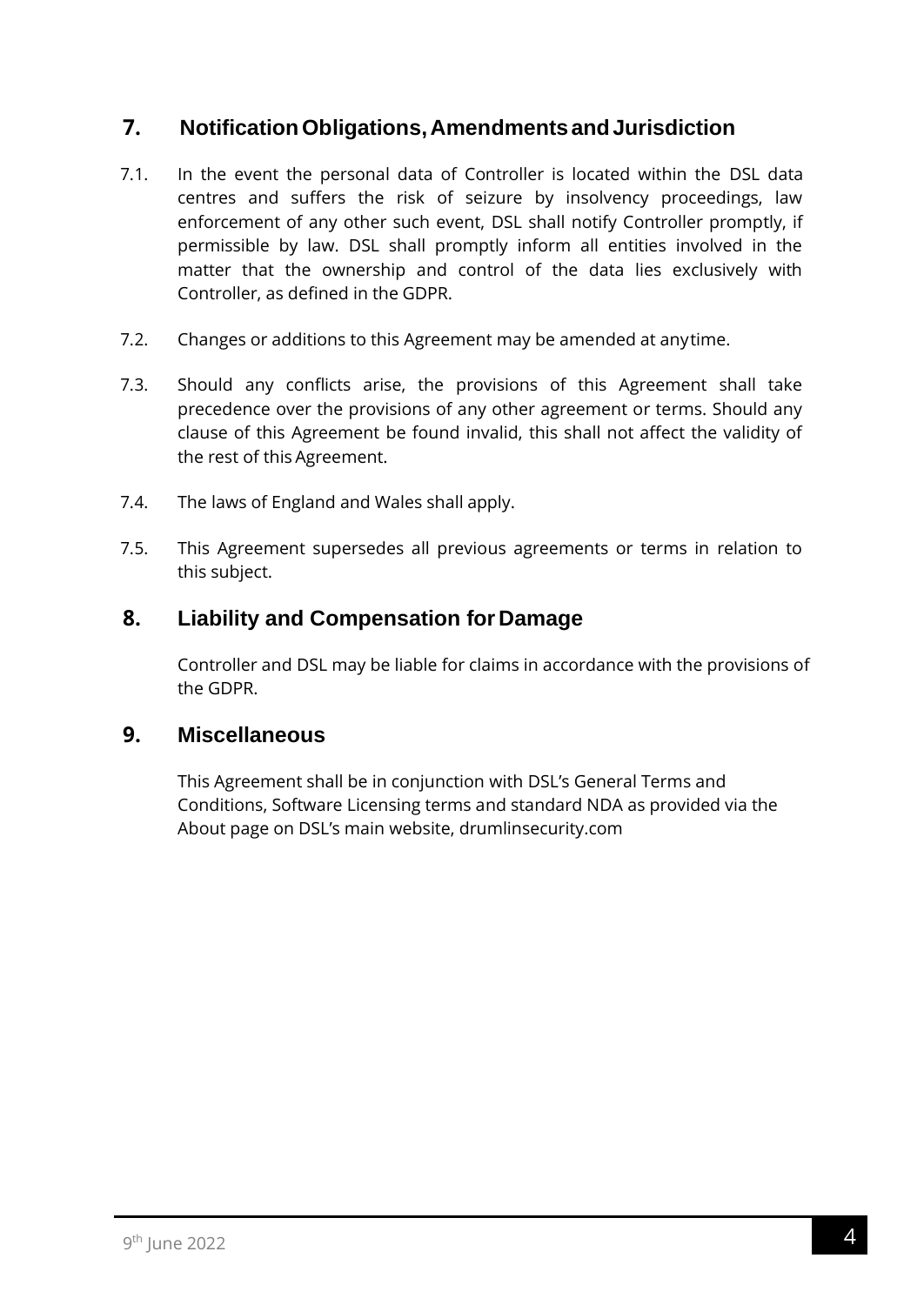## 7. Notification Obligations, Amendments and Jurisdiction

7.1. In the event the personal data of Controller is located within the DSL data centres and suffers the risk of seizure by insolvency proceedings, law enforcement of any other such event, DSL shall notify Controller promptly, if permissible by law. DSL shall promptly inform all entities involved in the matter that the ownership and control of the data lies exclusively with Controller, as defined in the GDPR.

7.2. Changes or additions to this Agreement may be amended at anytime.

7.3. Should any conflicts arise, the provisions of this Agreement shall take precedence over the provisions of any other agreement or terms. Should any clause of this Agreement be found invalid, this shall not affect the validity of the rest of this Agreement.

7.4. The laws of England and Wales shall apply.

7.5. This Agreement supersedes all previous agreements or terms in relation to this subject.

## 8. Liability and Compensation for Damage

Controller and DSL may be liable for claims in accordance with the provisions of the GDPR.

## 9. Miscellaneous

This Agreement shall be in conjunction with DSL's General Terms and Conditions, Software Licensing terms and standard NDA as provided via the About page on DSL's main website, drumlinsecurity.com